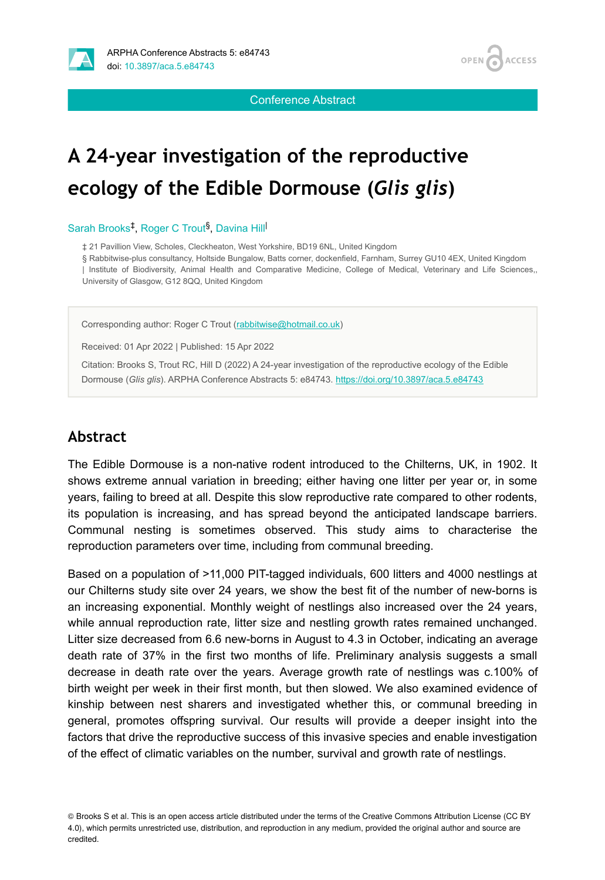Conference Abstract

# A 24-year investigation of the reproductive ecology of the Edible Dormouse (*Glis glis*)

Sarah Brooks[‡], Roger C Trout[§], Davina Hill[|]

‡ 21 Pavillion View, Scholes, Cleckheaton, West Yorkshire, BD19 6NL, United Kingdom
§ Rabbitwise-plus consultancy, Holtside Bungalow, Batts corner, dockenfield, Farnham, Surrey GU10 4EX, United Kingdom
| Institute of Biodiversity, Animal Health and Comparative Medicine, College of Medical, Veterinary and Life Sciences,, University of Glasgow, G12 8QQ, United Kingdom

Corresponding author: Roger C Trout (rabbitwise@hotmail.co.uk)

Received: 01 Apr 2022 | Published: 15 Apr 2022

Citation: Brooks S, Trout RC, Hill D (2022) A 24-year investigation of the reproductive ecology of the Edible Dormouse (*Glis glis*). ARPHA Conference Abstracts 5: e84743. https://doi.org/10.3897/aca.5.e84743

## Abstract

The Edible Dormouse is a non-native rodent introduced to the Chilterns, UK, in 1902. It shows extreme annual variation in breeding; either having one litter per year or, in some years, failing to breed at all. Despite this slow reproductive rate compared to other rodents, its population is increasing, and has spread beyond the anticipated landscape barriers. Communal nesting is sometimes observed. This study aims to characterise the reproduction parameters over time, including from communal breeding.

Based on a population of >11,000 PIT-tagged individuals, 600 litters and 4000 nestlings at our Chilterns study site over 24 years, we show the best fit of the number of new-borns is an increasing exponential. Monthly weight of nestlings also increased over the 24 years, while annual reproduction rate, litter size and nestling growth rates remained unchanged. Litter size decreased from 6.6 new-borns in August to 4.3 in October, indicating an average death rate of 37% in the first two months of life. Preliminary analysis suggests a small decrease in death rate over the years. Average growth rate of nestlings was c.100% of birth weight per week in their first month, but then slowed. We also examined evidence of kinship between nest sharers and investigated whether this, or communal breeding in general, promotes offspring survival. Our results will provide a deeper insight into the factors that drive the reproductive success of this invasive species and enable investigation of the effect of climatic variables on the number, survival and growth rate of nestlings.

© Brooks S et al. This is an open access article distributed under the terms of the Creative Commons Attribution License (CC BY 4.0), which permits unrestricted use, distribution, and reproduction in any medium, provided the original author and source are credited.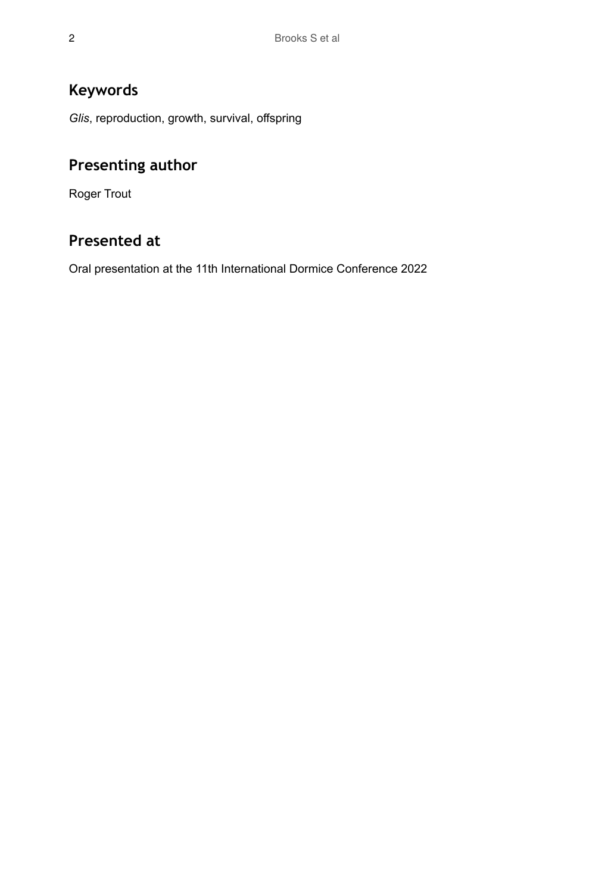## Keywords

*Glis*, reproduction, growth, survival, offspring

## Presenting author

Roger Trout

## Presented at

Oral presentation at the 11th International Dormice Conference 2022